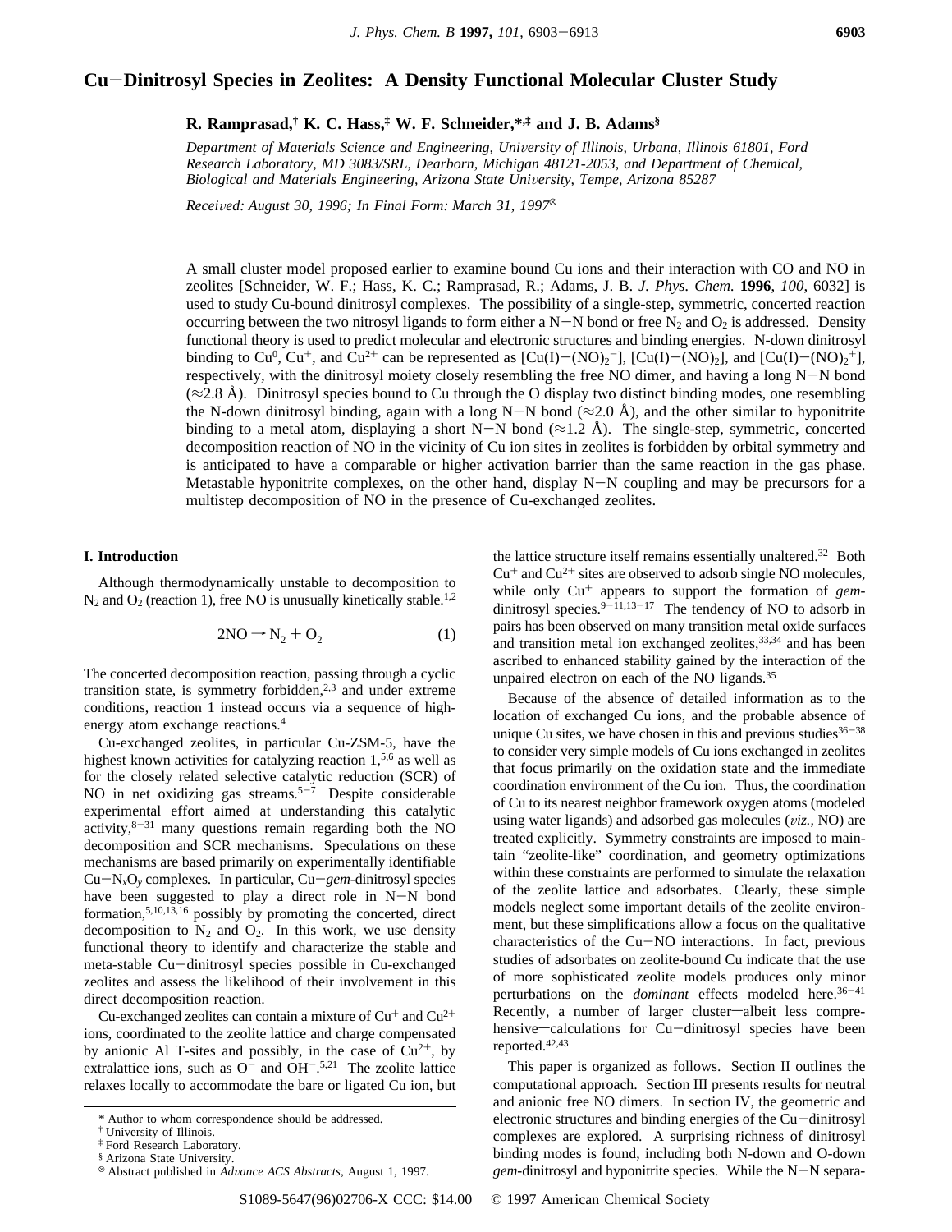# Cu–Dinitrosyl Species in Zeolites: A Density Functional Molecular Cluster Study

**R. Ramprasad,[†] K. C. Hass,[‡] W. F. Schneider,*[,‡] and J. B. Adams[§]**

*Department of Materials Science and Engineering, University of Illinois, Urbana, Illinois 61801, Ford Research Laboratory, MD 3083/SRL, Dearborn, Michigan 48121-2053, and Department of Chemical, Biological and Materials Engineering, Arizona State University, Tempe, Arizona 85287*

*Received: August 30, 1996; In Final Form: March 31, 1997*[⊗]

A small cluster model proposed earlier to examine bound Cu ions and their interaction with CO and NO in zeolites [Schneider, W. F.; Hass, K. C.; Ramprasad, R.; Adams, J. B. *J. Phys. Chem.* **1996**, *100*, 6032] is used to study Cu-bound dinitrosyl complexes. The possibility of a single-step, symmetric, concerted reaction occurring between the two nitrosyl ligands to form either a N–N bond or free $N_2$ and $O_2$ is addressed. Density functional theory is used to predict molecular and electronic structures and binding energies. N-down dinitrosyl binding to $Cu^0$, $Cu^+$, and $Cu^{2+}$ can be represented as $[Cu(I)-(NO)_2^-]$, $[Cu(I)-(NO)_2]$, and $[Cu(I)-(NO)_2^+]$, respectively, with the dinitrosyl moiety closely resembling the free NO dimer, and having a long N–N bond (≈2.8 Å). Dinitrosyl species bound to Cu through the O display two distinct binding modes, one resembling the N-down dinitrosyl binding, again with a long N–N bond (≈2.0 Å), and the other similar to hyponitrite binding to a metal atom, displaying a short N–N bond (≈1.2 Å). The single-step, symmetric, concerted decomposition reaction of NO in the vicinity of Cu ion sites in zeolites is forbidden by orbital symmetry and is anticipated to have a comparable or higher activation barrier than the same reaction in the gas phase. Metastable hyponitrite complexes, on the other hand, display N–N coupling and may be precursors for a multistep decomposition of NO in the presence of Cu-exchanged zeolites.

## I. Introduction

Although thermodynamically unstable to decomposition to $N_2$ and $O_2$ (reaction 1), free NO is unusually kinetically stable.[1,2]

$$2NO \rightarrow N_2 + O_2 \qquad (1)$$

The concerted decomposition reaction, passing through a cyclic transition state, is symmetry forbidden,[2,3] and under extreme conditions, reaction 1 instead occurs via a sequence of high-energy atom exchange reactions.[4]

Cu-exchanged zeolites, in particular Cu-ZSM-5, have the highest known activities for catalyzing reaction 1,[5,6] as well as for the closely related selective catalytic reduction (SCR) of NO in net oxidizing gas streams.[5–7] Despite considerable experimental effort aimed at understanding this catalytic activity,[8–31] many questions remain regarding both the NO decomposition and SCR mechanisms. Speculations on these mechanisms are based primarily on experimentally identifiable $Cu-N_xO_y$ complexes. In particular, Cu–*gem*-dinitrosyl species have been suggested to play a direct role in N–N bond formation,[5,10,13,16] possibly by promoting the concerted, direct decomposition to $N_2$ and $O_2$. In this work, we use density functional theory to identify and characterize the stable and meta-stable Cu–dinitrosyl species possible in Cu-exchanged zeolites and assess the likelihood of their involvement in this direct decomposition reaction.

Cu-exchanged zeolites can contain a mixture of $Cu^+$ and $Cu^{2+}$ ions, coordinated to the zeolite lattice and charge compensated by anionic Al T-sites and possibly, in the case of $Cu^{2+}$, by extralattice ions, such as $O^-$ and $OH^-$.[5,21] The zeolite lattice relaxes locally to accommodate the bare or ligated Cu ion, but the lattice structure itself remains essentially unaltered.[32] Both $Cu^+$ and $Cu^{2+}$ sites are observed to adsorb single NO molecules, while only $Cu^+$ appears to support the formation of *gem*-dinitrosyl species.[9–11,13–17] The tendency of NO to adsorb in pairs has been observed on many transition metal oxide surfaces and transition metal ion exchanged zeolites,[33,34] and has been ascribed to enhanced stability gained by the interaction of the unpaired electron on each of the NO ligands.[35]

Because of the absence of detailed information as to the location of exchanged Cu ions, and the probable absence of unique Cu sites, we have chosen in this and previous studies[36–38] to consider very simple models of Cu ions exchanged in zeolites that focus primarily on the oxidation state and the immediate coordination environment of the Cu ion. Thus, the coordination of Cu to its nearest neighbor framework oxygen atoms (modeled using water ligands) and adsorbed gas molecules (*viz.*, NO) are treated explicitly. Symmetry constraints are imposed to maintain "zeolite-like" coordination, and geometry optimizations within these constraints are performed to simulate the relaxation of the zeolite lattice and adsorbates. Clearly, these simple models neglect some important details of the zeolite environment, but these simplifications allow a focus on the qualitative characteristics of the Cu–NO interactions. In fact, previous studies of adsorbates on zeolite-bound Cu indicate that the use of more sophisticated zeolite models produces only minor perturbations on the *dominant* effects modeled here.[36–41] Recently, a number of larger cluster—albeit less comprehensive—calculations for Cu–dinitrosyl species have been reported.[42,43]

This paper is organized as follows. Section II outlines the computational approach. Section III presents results for neutral and anionic free NO dimers. In section IV, the geometric and electronic structures and binding energies of the Cu–dinitrosyl complexes are explored. A surprising richness of dinitrosyl binding modes is found, including both N-down and O-down *gem*-dinitrosyl and hyponitrite species. While the N–N separa-

---

\* Author to whom correspondence should be addressed.
† University of Illinois.
‡ Ford Research Laboratory.
§ Arizona State University.
⊗ Abstract published in *Advance ACS Abstracts*, August 1, 1997.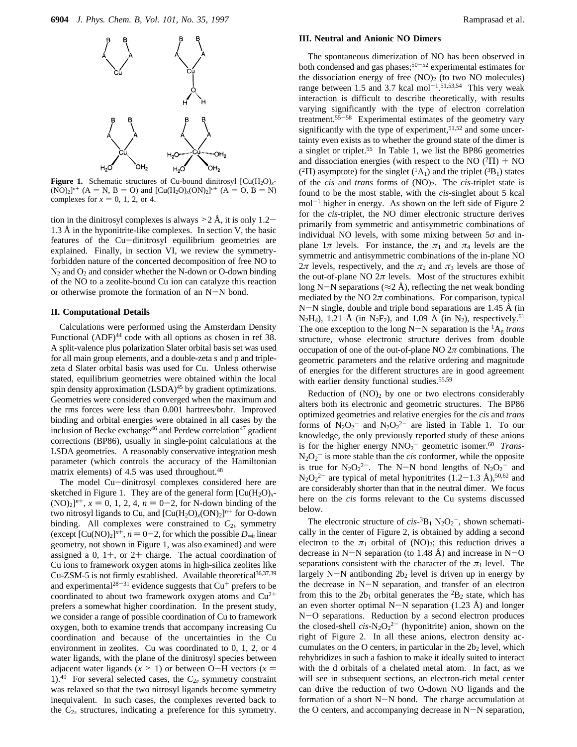**Figure 1.** Schematic structures of Cu-bound dinitrosyl $[Cu(H_2O)_x(NO)_2]^{n+}$ (A = N, B = O) and $[Cu(H_2O)_x(ON)_2]^{n+}$ (A = O, B = N) complexes for $x = 0, 1, 2,$ or 4.

tion in the dinitrosyl complexes is always >2 Å, it is only 1.2–1.3 Å in the hyponitrite-like complexes. In section V, the basic features of the Cu–dinitrosyl equilibrium geometries are explained. Finally, in section VI, we review the symmetry-forbidden nature of the concerted decomposition of free NO to $N_2$ and $O_2$ and consider whether the N-down or O-down binding of the NO to a zeolite-bound Cu ion can catalyze this reaction or otherwise promote the formation of an N–N bond.

## II. Computational Details

Calculations were performed using the Amsterdam Density Functional (ADF)[44] code with all options as chosen in ref 38. A split-valence plus polarization Slater orbital basis set was used for all main group elements, and a double-zeta s and p and triple-zeta d Slater orbital basis was used for Cu. Unless otherwise stated, equilibrium geometries were obtained within the local spin density approximation (LSDA)[45] by gradient optimizations. Geometries were considered converged when the maximum and the rms forces were less than 0.001 hartrees/bohr. Improved binding and orbital energies were obtained in all cases by the inclusion of Becke exchange[46] and Perdew correlation[47] gradient corrections (BP86), usually in single-point calculations at the LSDA geometries. A reasonably conservative integration mesh parameter (which controls the accuracy of the Hamiltonian matrix elements) of 4.5 was used throughout.[48]

The model Cu–dinitrosyl complexes considered here are sketched in Figure 1. They are of the general form $[Cu(H_2O)_x(NO)_2]^{n+}$, $x = 0, 1, 2, 4$, $n = 0-2$, for N-down binding of the two nitrosyl ligands to Cu, and $[Cu(H_2O)_x(ON)_2]^{n+}$ for O-down binding. All complexes were constrained to $C_{2v}$ symmetry (except $[Cu(NO)_2]^{n+}$, $n = 0-2$, for which the possible $D_{\infty h}$ linear geometry, not shown in Figure 1, was also examined) and were assigned a 0, 1+, or 2+ charge. The actual coordination of Cu ions to framework oxygen atoms in high-silica zeolites like Cu-ZSM-5 is not firmly established. Available theoretical[36,37,39] and experimental[28–31] evidence suggests that $Cu^+$ prefers to be coordinated to about two framework oxygen atoms and $Cu^{2+}$ prefers a somewhat higher coordination. In the present study, we consider a range of possible coordination of Cu to framework oxygen, both to examine trends that accompany increasing Cu coordination and because of the uncertainties in the Cu environment in zeolites. Cu was coordinated to 0, 1, 2, or 4 water ligands, with the plane of the dinitrosyl species between adjacent water ligands ($x > 1$) or between O–H vectors ($x = 1$).[49] For several selected cases, the $C_{2v}$ symmetry constraint was relaxed so that the two nitrosyl ligands become symmetry inequivalent. In such cases, the complexes reverted back to the $C_{2v}$ structures, indicating a preference for this symmetry.

## III. Neutral and Anionic NO Dimers

The spontaneous dimerization of NO has been observed in both condensed and gas phases;[50–52] experimental estimates for the dissociation energy of free $(NO)_2$ (to two NO molecules) range between 1.5 and 3.7 kcal mol$^{-1}$.[51,53,54] This very weak interaction is difficult to describe theoretically, with results varying significantly with the type of electron correlation treatment.[55–58] Experimental estimates of the geometry vary significantly with the type of experiment,[51,52] and some uncertainty even exists as to whether the ground state of the dimer is a singlet or triplet.[55] In Table 1, we list the BP86 geometries and dissociation energies (with respect to the NO ($^2\Pi$) + NO ($^2\Pi$) asymptote) for the singlet ($^1A_1$) and the triplet ($^3B_1$) states of the *cis* and *trans* forms of $(NO)_2$. The *cis*-triplet state is found to be the most stable, with the *cis*-singlet about 5 kcal mol$^{-1}$ higher in energy. As shown on the left side of Figure 2 for the *cis*-triplet, the NO dimer electronic structure derives primarily from symmetric and antisymmetric combinations of individual NO levels, with some mixing between $5\sigma$ and in-plane $1\pi$ levels. For instance, the $\pi_1$ and $\pi_4$ levels are the symmetric and antisymmetric combinations of the in-plane NO $2\pi$ levels, respectively, and the $\pi_2$ and $\pi_3$ levels are those of the out-of-plane NO $2\pi$ levels. Most of the structures exhibit long N–N separations (≈2 Å), reflecting the net weak bonding mediated by the NO $2\pi$ combinations. For comparison, typical N–N single, double and triple bond separations are 1.45 Å (in $N_2H_4$), 1.21 Å (in $N_2F_2$), and 1.09 Å (in $N_2$), respectively.[61] The one exception to the long N–N separation is the $^1A_g$ *trans* structure, whose electronic structure derives from double occupation of one of the out-of-plane NO $2\pi$ combinations. The geometric parameters and the relative ordering and magnitude of energies for the different structures are in good agreement with earlier density functional studies.[55,59]

Reduction of $(NO)_2$ by one or two electrons considerably alters both its electronic and geometric structures. The BP86 optimized geometries and relative energies for the *cis* and *trans* forms of $N_2O_2^-$ and $N_2O_2^{2-}$ are listed in Table 1. To our knowledge, the only previously reported study of these anions is for the higher energy $NNO_2^-$ geometric isomer.[60] *Trans*-$N_2O_2^-$ is more stable than the *cis* conformer, while the opposite is true for $N_2O_2^{2-}$. The N–N bond lengths of $N_2O_2^-$ and $N_2O_2^{2-}$ are typical of metal hyponitrites (1.2–1.3 Å),[50,62] and are considerably shorter than that in the neutral dimer. We focus here on the *cis* forms relevant to the Cu systems discussed below.

The electronic structure of *cis*-$^3B_1$ $N_2O_2^-$, shown schematically in the center of Figure 2, is obtained by adding a second electron to the $\pi_1$ orbital of $(NO)_2$; this reduction drives a decrease in N–N separation (to 1.48 Å) and increase in N–O separations consistent with the character of the $\pi_1$ level. The largely N–N antibonding $2b_2$ level is driven up in energy by the decrease in N–N separation, and transfer of an electron from this to the $2b_1$ orbital generates the $^2B_2$ state, which has an even shorter optimal N–N separation (1.23 Å) and longer N–O separations. Reduction by a second electron produces the closed-shell *cis*-$N_2O_2^{2-}$ (hyponitrite) anion, shown on the right of Figure 2. In all these anions, electron density accumulates on the O centers, in particular in the $2b_2$ level, which rehybridizes in such a fashion to make it ideally suited to interact with the d orbitals of a chelated metal atom. In fact, as we will see in subsequent sections, an electron-rich metal center can drive the reduction of two O-down NO ligands and the formation of a short N–N bond. The charge accumulation at the O centers, and accompanying decrease in N–N separation,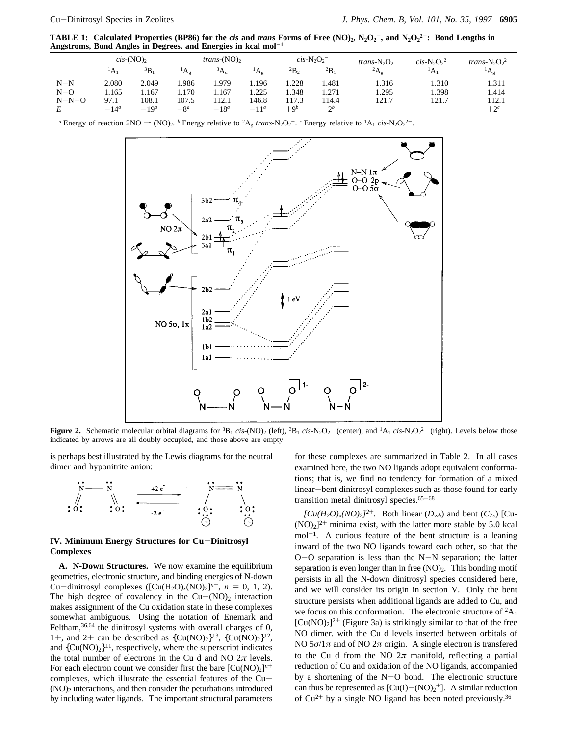**TABLE 1: Calculated Properties (BP86) for the *cis* and *trans* Forms of Free $(NO)_2$, $N_2O_2^-$, and $N_2O_2^{2-}$: Bond Lengths in Angstroms, Bond Angles in Degrees, and Energies in kcal mol$^{-1}$**

| | *cis*-$(NO)_2$ | | *trans*-$(NO)_2$ | | | *cis*-$N_2O_2^-$ | | *trans*-$N_2O_2^-$ | *cis*-$N_2O_2^{2-}$ | *trans*-$N_2O_2^{2-}$ |
|---|---|---|---|---|---|---|---|---|---|---|
| | $^1A_1$ | $^3B_1$ | $^1A_g$ | $^3A_u$ | $^1A_g$ | $^2B_2$ | $^2B_1$ | $^2A_g$ | $^1A_1$ | $^1A_g$ |
| N−N | 2.080 | 2.049 | 1.986 | 1.979 | 1.196 | 1.228 | 1.481 | 1.316 | 1.310 | 1.311 |
| N−O | 1.165 | 1.167 | 1.170 | 1.167 | 1.225 | 1.348 | 1.271 | 1.295 | 1.398 | 1.414 |
| N−N−O | 97.1 | 108.1 | 107.5 | 112.1 | 146.8 | 117.3 | 114.4 | 121.7 | 121.7 | 112.1 |
| *E* | −14[a] | −19[a] | −8[a] | −18[a] | −11[a] | +9[b] | +2[b] | | | +2[c] |

[a] Energy of reaction $2NO \rightarrow (NO)_2$. [b] Energy relative to $^2A_g$ *trans*-$N_2O_2^-$. [c] Energy relative to $^1A_1$ *cis*-$N_2O_2^{2-}$.

**Figure 2.** Schematic molecular orbital diagrams for $^3B_1$ *cis*-$(NO)_2$ (left), $^3B_1$ *cis*-$N_2O_2^-$ (center), and $^1A_1$ *cis*-$N_2O_2^{2-}$ (right). Levels below those indicated by arrows are all doubly occupied, and those above are empty.

is perhaps best illustrated by the Lewis diagrams for the neutral dimer and hyponitrite anion:

## IV. Minimum Energy Structures for Cu−Dinitrosyl Complexes

**A. N-Down Structures.** We now examine the equilibrium geometries, electronic structure, and binding energies of N-down Cu−dinitrosyl complexes ($[Cu(H_2O)_x(NO)_2]^{n+}$, $n$ = 0, 1, 2). The high degree of covalency in the Cu−$(NO)_2$ interaction makes assignment of the Cu oxidation state in these complexes somewhat ambiguous. Using the notation of Enemark and Feltham,[36,64] the dinitrosyl systems with overall charges of 0, 1+, and 2+ can be described as $\{Cu(NO)_2\}^{13}$, $\{Cu(NO)_2\}^{12}$, and $\{Cu(NO)_2\}^{11}$, respectively, where the superscript indicates the total number of electrons in the Cu d and NO $2\pi$ levels. For each electron count we consider first the bare $[Cu(NO)_2]^{n+}$ complexes, which illustrate the essential features of the Cu−$(NO)_2$ interactions, and then consider the perturbations introduced by including water ligands. The important structural parameters for these complexes are summarized in Table 2. In all cases examined here, the two NO ligands adopt equivalent conformations; that is, we find no tendency for formation of a mixed linear−bent dinitrosyl complexes such as those found for early transition metal dinitrosyl species.[65−68]

*$[Cu(H_2O)_x(NO)_2]^{2+}$.* Both linear ($D_{\infty h}$) and bent ($C_{2v}$) $[Cu(NO)_2]^{2+}$ minima exist, with the latter more stable by 5.0 kcal mol$^{-1}$. A curious feature of the bent structure is a leaning inward of the two NO ligands toward each other, so that the O−O separation is less than the N−N separation; the latter separation is even longer than in free $(NO)_2$. This bonding motif persists in all the N-down dinitrosyl species considered here, and we will consider its origin in section V. Only the bent structure persists when additional ligands are added to Cu, and we focus on this conformation. The electronic structure of $^2A_1$ $[Cu(NO)_2]^{2+}$ (Figure 3a) is strikingly similar to that of the free NO dimer, with the Cu d levels inserted between orbitals of NO $5\sigma/1\pi$ and of NO $2\pi$ origin. A single electron is transfered to the Cu d from the NO $2\pi$ manifold, reflecting a partial reduction of Cu and oxidation of the NO ligands, accompanied by a shortening of the N−O bond. The electronic structure can thus be represented as $[Cu(I)-(NO)_2^+]$. A similar reduction of $Cu^{2+}$ by a single NO ligand has been noted previously.[36]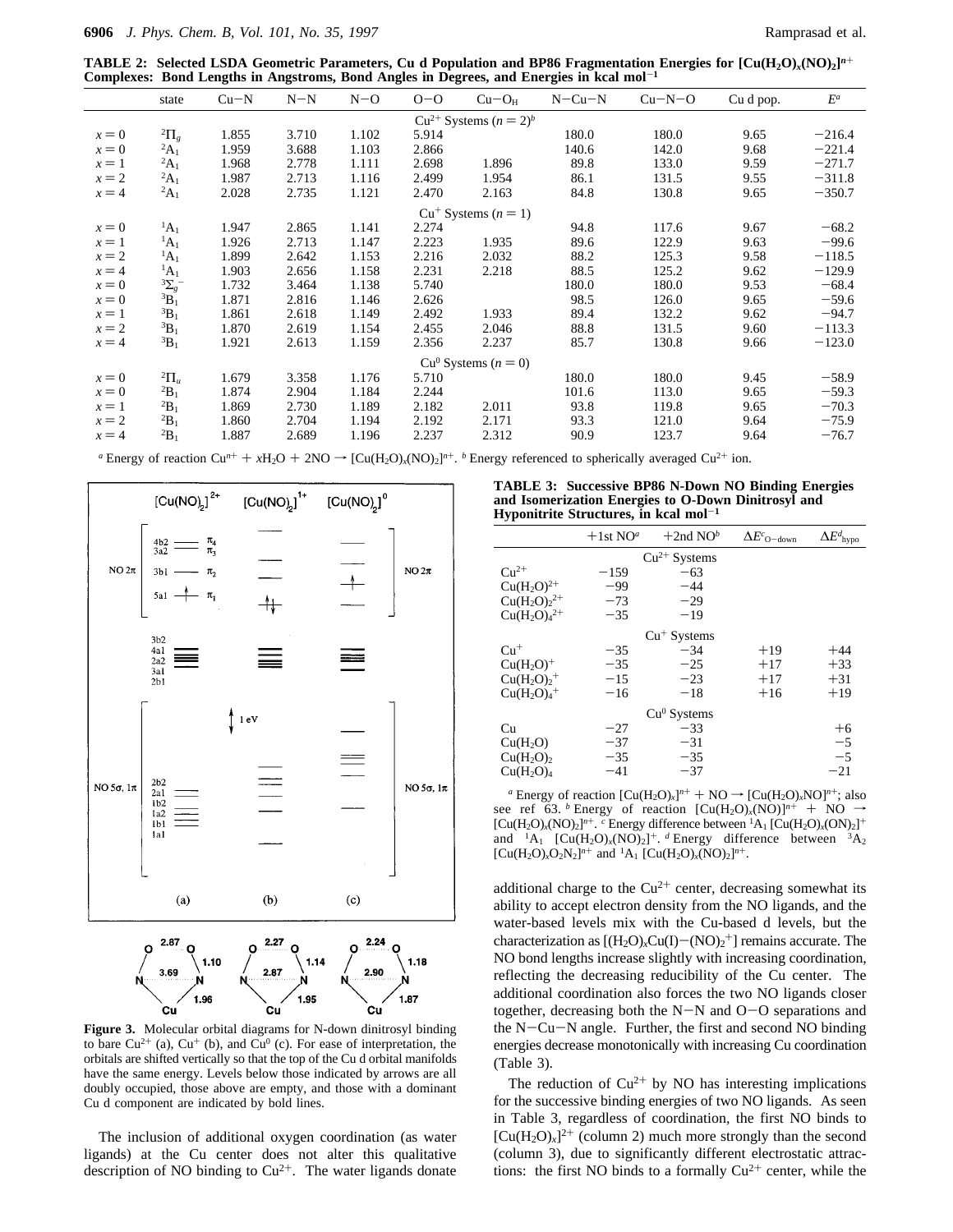**TABLE 2: Selected LSDA Geometric Parameters, Cu d Population and BP86 Fragmentation Energies for $[Cu(H_2O)_x(NO)_2]^{n+}$ Complexes: Bond Lengths in Angstroms, Bond Angles in Degrees, and Energies in kcal $mol^{-1}$**

| | state | Cu−N | N−N | N−O | O−O | Cu−O$_H$ | N−Cu−N | Cu−N−O | Cu d pop. | $E^a$ |
|---|---|---|---|---|---|---|---|---|---|---|
| | | | | | $Cu^{2+}$ Systems ($n = 2$)$^b$ | | | | | |
| $x = 0$ | $^2\Pi_g$ | 1.855 | 3.710 | 1.102 | 5.914 | | 180.0 | 180.0 | 9.65 | −216.4 |
| $x = 0$ | $^2A_1$ | 1.959 | 3.688 | 1.103 | 2.866 | | 140.6 | 142.0 | 9.68 | −221.4 |
| $x = 1$ | $^2A_1$ | 1.968 | 2.778 | 1.111 | 2.698 | 1.896 | 89.8 | 133.0 | 9.59 | −271.7 |
| $x = 2$ | $^2A_1$ | 1.987 | 2.713 | 1.116 | 2.499 | 1.954 | 86.1 | 131.5 | 9.55 | −311.8 |
| $x = 4$ | $^2A_1$ | 2.028 | 2.735 | 1.121 | 2.470 | 2.163 | 84.8 | 130.8 | 9.65 | −350.7 |
| | | | | | $Cu^{+}$ Systems ($n = 1$) | | | | | |
| $x = 0$ | $^1A_1$ | 1.947 | 2.865 | 1.141 | 2.274 | | 94.8 | 117.6 | 9.67 | −68.2 |
| $x = 1$ | $^1A_1$ | 1.926 | 2.713 | 1.147 | 2.223 | 1.935 | 89.6 | 122.9 | 9.63 | −99.6 |
| $x = 2$ | $^1A_1$ | 1.899 | 2.642 | 1.153 | 2.216 | 2.032 | 88.2 | 125.3 | 9.58 | −118.5 |
| $x = 4$ | $^1A_1$ | 1.903 | 2.656 | 1.158 | 2.231 | 2.218 | 88.5 | 125.2 | 9.62 | −129.9 |
| $x = 0$ | $^3\Sigma_g^-$ | 1.732 | 3.464 | 1.138 | 5.740 | | 180.0 | 180.0 | 9.53 | −68.4 |
| $x = 0$ | $^3B_1$ | 1.871 | 2.816 | 1.146 | 2.626 | | 98.5 | 126.0 | 9.65 | −59.6 |
| $x = 1$ | $^3B_1$ | 1.861 | 2.618 | 1.149 | 2.492 | 1.933 | 89.4 | 132.2 | 9.62 | −94.7 |
| $x = 2$ | $^3B_1$ | 1.870 | 2.619 | 1.154 | 2.455 | 2.046 | 88.8 | 131.5 | 9.60 | −113.3 |
| $x = 4$ | $^3B_1$ | 1.921 | 2.613 | 1.159 | 2.356 | 2.237 | 85.7 | 130.8 | 9.66 | −123.0 |
| | | | | | $Cu^{0}$ Systems ($n = 0$) | | | | | |
| $x = 0$ | $^2\Pi_u$ | 1.679 | 3.358 | 1.176 | 5.710 | | 180.0 | 180.0 | 9.45 | −58.9 |
| $x = 0$ | $^2B_1$ | 1.874 | 2.904 | 1.184 | 2.244 | | 101.6 | 113.0 | 9.65 | −59.3 |
| $x = 1$ | $^2B_1$ | 1.869 | 2.730 | 1.189 | 2.182 | 2.011 | 93.8 | 119.8 | 9.65 | −70.3 |
| $x = 2$ | $^2B_1$ | 1.860 | 2.704 | 1.194 | 2.192 | 2.171 | 93.3 | 121.0 | 9.64 | −75.9 |
| $x = 4$ | $^2B_1$ | 1.887 | 2.689 | 1.196 | 2.237 | 2.312 | 90.9 | 123.7 | 9.64 | −76.7 |

$^a$ Energy of reaction $Cu^{n+} + xH_2O + 2NO \rightarrow [Cu(H_2O)_x(NO)_2]^{n+}$. $^b$ Energy referenced to spherically averaged $Cu^{2+}$ ion.

**Figure 3.** Molecular orbital diagrams for N-down dinitrosyl binding to bare $Cu^{2+}$ (a), $Cu^+$ (b), and $Cu^0$ (c). For ease of interpretation, the orbitals are shifted vertically so that the top of the Cu d orbital manifolds have the same energy. Levels below those indicated by arrows are all doubly occupied, those above are empty, and those with a dominant Cu d component are indicated by bold lines.

The inclusion of additional oxygen coordination (as water ligands) at the Cu center does not alter this qualitative description of NO binding to $Cu^{2+}$. The water ligands donate additional charge to the $Cu^{2+}$ center, decreasing somewhat its ability to accept electron density from the NO ligands, and the water-based levels mix with the Cu-based d levels, but the characterization as $[(H_2O)_xCu(I)-(NO)_2^+]$ remains accurate. The NO bond lengths increase slightly with increasing coordination, reflecting the decreasing reducibility of the Cu center. The additional coordination also forces the two NO ligands closer together, decreasing both the N−N and O−O separations and the N−Cu−N angle. Further, the first and second NO binding energies decrease monotonically with increasing Cu coordination (Table 3).

**TABLE 3: Successive BP86 N-Down NO Binding Energies and Isomerization Energies to O-Down Dinitrosyl and Hyponitrite Structures, in kcal $mol^{-1}$**

| | +1st NO$^a$ | +2nd NO$^b$ | $\Delta E^c_{O-down}$ | $\Delta E^d_{hypo}$ |
|---|---|---|---|---|
| | | $Cu^{2+}$ Systems | | |
| $Cu^{2+}$ | −159 | −63 | | |
| $Cu(H_2O)^{2+}$ | −99 | −44 | | |
| $Cu(H_2O)_2^{2+}$ | −73 | −29 | | |
| $Cu(H_2O)_4^{2+}$ | −35 | −19 | | |
| | | $Cu^{+}$ Systems | | |
| $Cu^{+}$ | −35 | −34 | +19 | +44 |
| $Cu(H_2O)^{+}$ | −35 | −25 | +17 | +33 |
| $Cu(H_2O)_2^{+}$ | −15 | −23 | +17 | +31 |
| $Cu(H_2O)_4^{+}$ | −16 | −18 | +16 | +19 |
| | | $Cu^{0}$ Systems | | |
| Cu | −27 | −33 | | +6 |
| $Cu(H_2O)$ | −37 | −31 | | −5 |
| $Cu(H_2O)_2$ | −35 | −35 | | −5 |
| $Cu(H_2O)_4$ | −41 | −37 | | −21 |

$^a$ Energy of reaction $[Cu(H_2O)_x]^{n+} + NO \rightarrow [Cu(H_2O)_xNO]^{n+}$; also see ref 63. $^b$ Energy of reaction $[Cu(H_2O)_x(NO)]^{n+} + NO \rightarrow [Cu(H_2O)_x(NO)_2]^{n+}$. $^c$ Energy difference between $^1A_1$ $[Cu(H_2O)_x(ON)_2]^+$ and $^1A_1$ $[Cu(H_2O)_x(NO)_2]^+$. $^d$ Energy difference between $^3A_2$ $[Cu(H_2O)_xO_2N_2]^{n+}$ and $^1A_1$ $[Cu(H_2O)_x(NO)_2]^{n+}$.

The reduction of $Cu^{2+}$ by NO has interesting implications for the successive binding energies of two NO ligands. As seen in Table 3, regardless of coordination, the first NO binds to $[Cu(H_2O)_x]^{2+}$ (column 2) much more strongly than the second (column 3), due to significantly different electrostatic attractions: the first NO binds to a formally $Cu^{2+}$ center, while the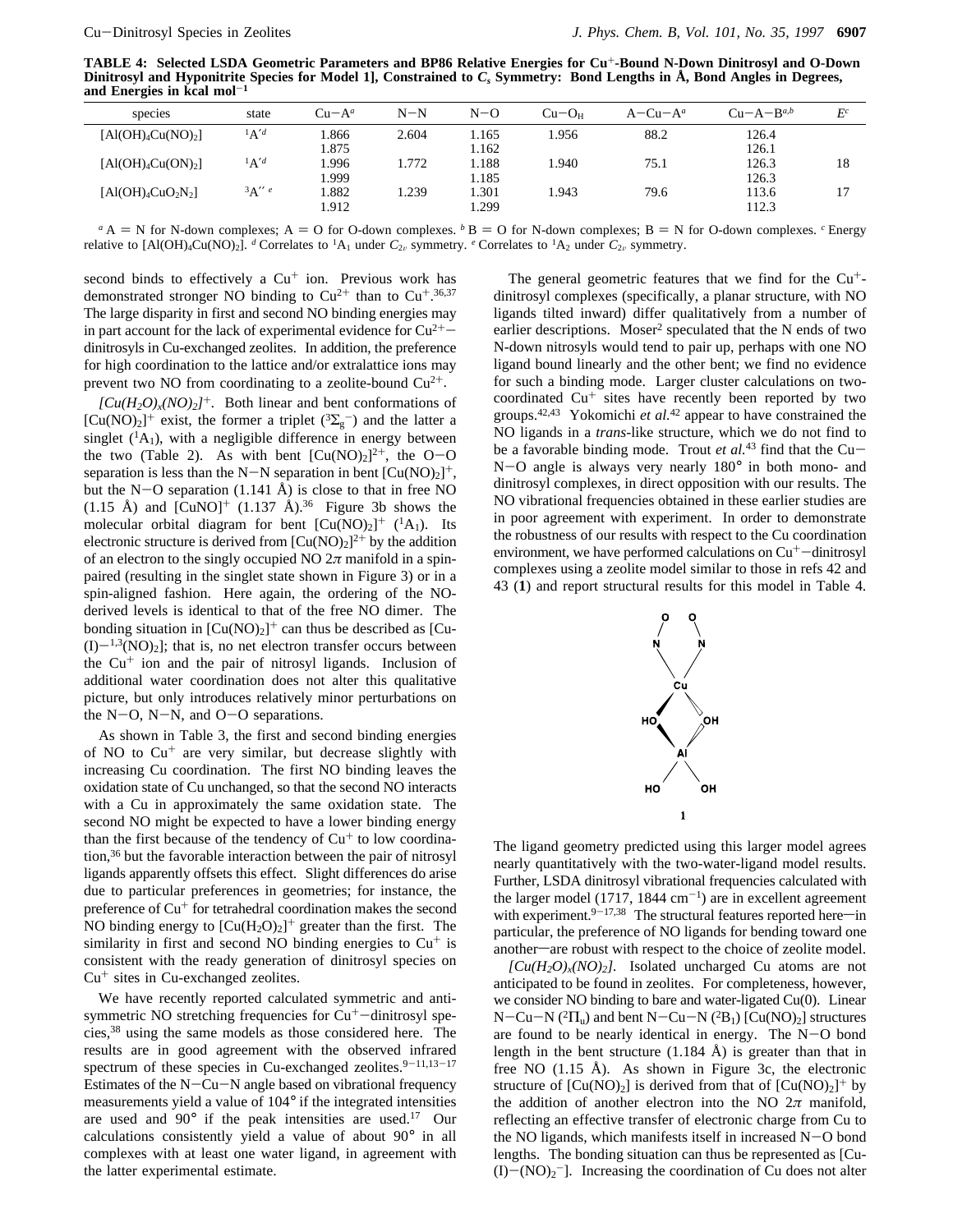**TABLE 4: Selected LSDA Geometric Parameters and BP86 Relative Energies for $Cu^+$-Bound N-Down Dinitrosyl and O-Down Dinitrosyl and Hyponitrite Species for Model 1], Constrained to $C_s$ Symmetry: Bond Lengths in Å, Bond Angles in Degrees, and Energies in kcal mol$^{-1}$**

| species | state | Cu−A[a] | N−N | N−O | Cu−O$_H$ | A−Cu−A[a] | Cu−A−B[a,b] | E[c] |
|---|---|---|---|---|---|---|---|---|
| $[Al(OH)_4Cu(NO)_2]$ | $^1A'$ [d] | 1.866<br>1.875 | 2.604 | 1.165<br>1.162 | 1.956 | 88.2 | 126.4<br>126.1 | |
| $[Al(OH)_4Cu(ON)_2]$ | $^1A'$ [d] | 1.996<br>1.999 | 1.772 | 1.188<br>1.185 | 1.940 | 75.1 | 126.3<br>126.3 | 18 |
| $[Al(OH)_4CuO_2N_2]$ | $^3A''$ [e] | 1.882<br>1.912 | 1.239 | 1.301<br>1.299 | 1.943 | 79.6 | 113.6<br>112.3 | 17 |

[a] A = N for N-down complexes; A = O for O-down complexes. [b] B = O for N-down complexes; B = N for O-down complexes. [c] Energy relative to $[Al(OH)_4Cu(NO)_2]$. [d] Correlates to $^1A_1$ under $C_{2v}$ symmetry. [e] Correlates to $^1A_2$ under $C_{2v}$ symmetry.

second binds to effectively a $Cu^+$ ion. Previous work has demonstrated stronger NO binding to $Cu^{2+}$ than to $Cu^+$.[36,37] The large disparity in first and second NO binding energies may in part account for the lack of experimental evidence for $Cu^{2+}$−dinitrosyls in Cu-exchanged zeolites. In addition, the preference for high coordination to the lattice and/or extralattice ions may prevent two NO from coordinating to a zeolite-bound $Cu^{2+}$.

*$[Cu(H_2O)_x(NO)_2]^+$.* Both linear and bent conformations of $[Cu(NO)_2]^+$ exist, the former a triplet ($^3\Sigma_g^-$) and the latter a singlet ($^1A_1$), with a negligible difference in energy between the two (Table 2). As with bent $[Cu(NO)_2]^{2+}$, the O−O separation is less than the N−N separation in bent $[Cu(NO)_2]^+$, but the N−O separation (1.141 Å) is close to that in free NO (1.15 Å) and $[CuNO]^+$ (1.137 Å).[36] Figure 3b shows the molecular orbital diagram for bent $[Cu(NO)_2]^+$ ($^1A_1$). Its electronic structure is derived from $[Cu(NO)_2]^{2+}$ by the addition of an electron to the singly occupied NO $2\pi$ manifold in a spin-paired (resulting in the singlet state shown in Figure 3) or in a spin-aligned fashion. Here again, the ordering of the NO-derived levels is identical to that of the free NO dimer. The bonding situation in $[Cu(NO)_2]^+$ can thus be described as $[Cu(I)-^{1,3}(NO)_2]$; that is, no net electron transfer occurs between the $Cu^+$ ion and the pair of nitrosyl ligands. Inclusion of additional water coordination does not alter this qualitative picture, but only introduces relatively minor perturbations on the N−O, N−N, and O−O separations.

As shown in Table 3, the first and second binding energies of NO to $Cu^+$ are very similar, but decrease slightly with increasing Cu coordination. The first NO binding leaves the oxidation state of Cu unchanged, so that the second NO interacts with a Cu in approximately the same oxidation state. The second NO might be expected to have a lower binding energy than the first because of the tendency of $Cu^+$ to low coordination,[36] but the favorable interaction between the pair of nitrosyl ligands apparently offsets this effect. Slight differences do arise due to particular preferences in geometries; for instance, the preference of $Cu^+$ for tetrahedral coordination makes the second NO binding energy to $[Cu(H_2O)_2]^+$ greater than the first. The similarity in first and second NO binding energies to $Cu^+$ is consistent with the ready generation of dinitrosyl species on $Cu^+$ sites in Cu-exchanged zeolites.

We have recently reported calculated symmetric and antisymmetric NO stretching frequencies for $Cu^+$−dinitrosyl species,[38] using the same models as those considered here. The results are in good agreement with the observed infrared spectrum of these species in Cu-exchanged zeolites.[9−11,13−17] Estimates of the N−Cu−N angle based on vibrational frequency measurements yield a value of 104° if the integrated intensities are used and 90° if the peak intensities are used.[17] Our calculations consistently yield a value of about 90° in all complexes with at least one water ligand, in agreement with the latter experimental estimate.

The general geometric features that we find for the $Cu^+$-dinitrosyl complexes (specifically, a planar structure, with NO ligands tilted inward) differ qualitatively from a number of earlier descriptions. Moser[2] speculated that the N ends of two N-down nitrosyls would tend to pair up, perhaps with one NO ligand bound linearly and the other bent; we find no evidence for such a binding mode. Larger cluster calculations on two-coordinated $Cu^+$ sites have recently been reported by two groups.[42,43] Yokomichi *et al.*[42] appear to have constrained the NO ligands in a *trans*-like structure, which we do not find to be a favorable binding mode. Trout *et al.*[43] find that the Cu−N−O angle is always very nearly 180° in both mono- and dinitrosyl complexes, in direct opposition with our results. The NO vibrational frequencies obtained in these earlier studies are in poor agreement with experiment. In order to demonstrate the robustness of our results with respect to the Cu coordination environment, we have performed calculations on $Cu^+$−dinitrosyl complexes using a zeolite model similar to those in refs 42 and 43 (**1**) and report structural results for this model in Table 4.

**1**

The ligand geometry predicted using this larger model agrees nearly quantitatively with the two-water-ligand model results. Further, LSDA dinitrosyl vibrational frequencies calculated with the larger model (1717, 1844 cm$^{-1}$) are in excellent agreement with experiment.[9−17,38] The structural features reported here—in particular, the preference of NO ligands for bending toward one another—are robust with respect to the choice of zeolite model.

*$[Cu(H_2O)_x(NO)_2]$.* Isolated uncharged Cu atoms are not anticipated to be found in zeolites. For completeness, however, we consider NO binding to bare and water-ligated Cu(0). Linear N−Cu−N ($^2\Pi_u$) and bent N−Cu−N ($^2B_1$) $[Cu(NO)_2]$ structures are found to be nearly identical in energy. The N−O bond length in the bent structure (1.184 Å) is greater than that in free NO (1.15 Å). As shown in Figure 3c, the electronic structure of $[Cu(NO)_2]$ is derived from that of $[Cu(NO)_2]^+$ by the addition of another electron into the NO $2\pi$ manifold, reflecting an effective transfer of electronic charge from Cu to the NO ligands, which manifests itself in increased N−O bond lengths. The bonding situation can thus be represented as $[Cu(I)-(NO)_2^-]$. Increasing the coordination of Cu does not alter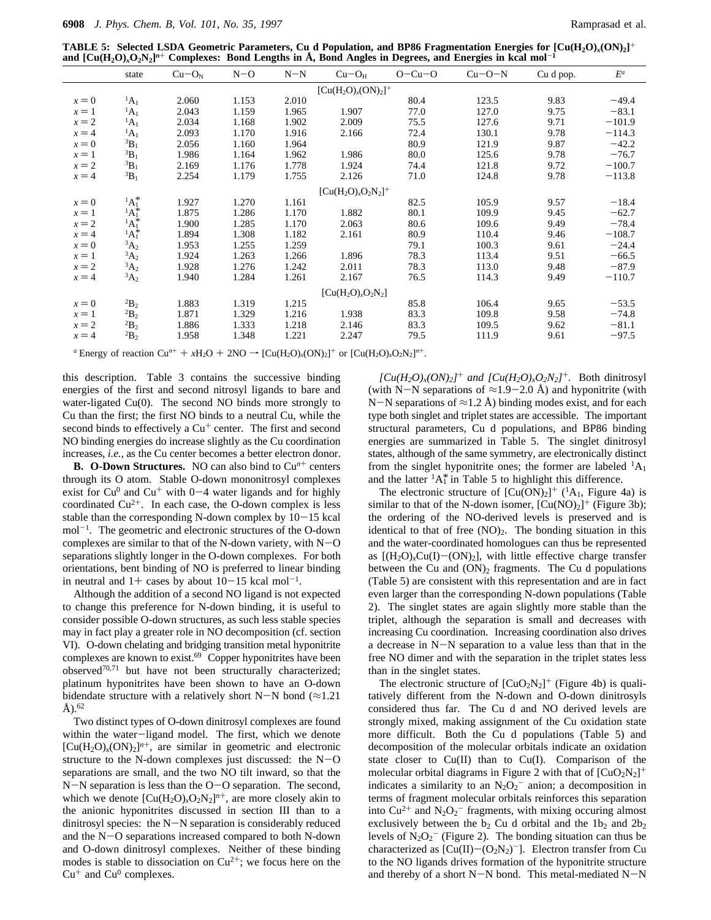**TABLE 5: Selected LSDA Geometric Parameters, Cu d Population, and BP86 Fragmentation Energies for $[Cu(H_2O)_x(ON)_2]^+$ and $[Cu(H_2O)_xO_2N_2]^{n+}$ Complexes: Bond Lengths in Å, Bond Angles in Degrees, and Energies in kcal mol$^{-1}$**

| | state | Cu−O$_N$ | N−O | N−N | Cu−O$_H$ | O−Cu−O | Cu−O−N | Cu d pop. | $E^a$ |
|---|---|---|---|---|---|---|---|---|---|
| | | | | | $[Cu(H_2O)_x(ON)_2]^+$ | | | | |
| $x = 0$ | $^1A_1$ | 2.060 | 1.153 | 2.010 | | 80.4 | 123.5 | 9.83 | −49.4 |
| $x = 1$ | $^1A_1$ | 2.043 | 1.159 | 1.965 | 1.907 | 77.0 | 127.0 | 9.75 | −83.1 |
| $x = 2$ | $^1A_1$ | 2.034 | 1.168 | 1.902 | 2.009 | 75.5 | 127.6 | 9.71 | −101.9 |
| $x = 4$ | $^1A_1$ | 2.093 | 1.170 | 1.916 | 2.166 | 72.4 | 130.1 | 9.78 | −114.3 |
| $x = 0$ | $^3B_1$ | 2.056 | 1.160 | 1.964 | | 80.9 | 121.9 | 9.87 | −42.2 |
| $x = 1$ | $^3B_1$ | 1.986 | 1.164 | 1.962 | 1.986 | 80.0 | 125.6 | 9.78 | −76.7 |
| $x = 2$ | $^3B_1$ | 2.169 | 1.176 | 1.778 | 1.924 | 74.4 | 121.8 | 9.72 | −100.7 |
| $x = 4$ | $^3B_1$ | 2.254 | 1.179 | 1.755 | 2.126 | 71.0 | 124.8 | 9.78 | −113.8 |
| | | | | | $[Cu(H_2O)_xO_2N_2]^+$ | | | | |
| $x = 0$ | $^1A_1^*$ | 1.927 | 1.270 | 1.161 | | 82.5 | 105.9 | 9.57 | −18.4 |
| $x = 1$ | $^1A_1^*$ | 1.875 | 1.286 | 1.170 | 1.882 | 80.1 | 109.9 | 9.45 | −62.7 |
| $x = 2$ | $^1A_1^*$ | 1.900 | 1.285 | 1.170 | 2.063 | 80.6 | 109.6 | 9.49 | −78.4 |
| $x = 4$ | $^1A_1^*$ | 1.894 | 1.308 | 1.182 | 2.161 | 80.9 | 110.4 | 9.46 | −108.7 |
| $x = 0$ | $^3A_2$ | 1.953 | 1.255 | 1.259 | | 79.1 | 100.3 | 9.61 | −24.4 |
| $x = 1$ | $^3A_2$ | 1.924 | 1.263 | 1.266 | 1.896 | 78.3 | 113.4 | 9.51 | −66.5 |
| $x = 2$ | $^3A_2$ | 1.928 | 1.276 | 1.242 | 2.011 | 78.3 | 113.0 | 9.48 | −87.9 |
| $x = 4$ | $^3A_2$ | 1.940 | 1.284 | 1.261 | 2.167 | 76.5 | 114.3 | 9.49 | −110.7 |
| | | | | | $[Cu(H_2O)_xO_2N_2]$ | | | | |
| $x = 0$ | $^2B_2$ | 1.883 | 1.319 | 1.215 | | 85.8 | 106.4 | 9.65 | −53.5 |
| $x = 1$ | $^2B_2$ | 1.871 | 1.329 | 1.216 | 1.938 | 83.3 | 109.8 | 9.58 | −74.8 |
| $x = 2$ | $^2B_2$ | 1.886 | 1.333 | 1.218 | 2.146 | 83.3 | 109.5 | 9.62 | −81.1 |
| $x = 4$ | $^2B_2$ | 1.958 | 1.348 | 1.221 | 2.247 | 79.5 | 111.9 | 9.61 | −97.5 |

$^a$ Energy of reaction $Cu^{n+} + xH_2O + 2NO \rightarrow [Cu(H_2O)_x(ON)_2]^+$ or $[Cu(H_2O)_xO_2N_2]^{n+}$.

this description. Table 3 contains the successive binding energies of the first and second nitrosyl ligands to bare and water-ligated Cu(0). The second NO binds more strongly to Cu than the first; the first NO binds to a neutral Cu, while the second binds to effectively a $Cu^+$ center. The first and second NO binding energies do increase slightly as the Cu coordination increases, *i.e.,* as the Cu center becomes a better electron donor.

**B. O-Down Structures.** NO can also bind to $Cu^{n+}$ centers through its O atom. Stable O-down mononitrosyl complexes exist for $Cu^0$ and $Cu^+$ with 0−4 water ligands and for highly coordinated $Cu^{2+}$. In each case, the O-down complex is less stable than the corresponding N-down complex by 10−15 kcal mol$^{-1}$. The geometric and electronic structures of the O-down complexes are similar to that of the N-down variety, with N−O separations slightly longer in the O-down complexes. For both orientations, bent binding of NO is preferred to linear binding in neutral and 1+ cases by about 10−15 kcal mol$^{-1}$.

Although the addition of a second NO ligand is not expected to change this preference for N-down binding, it is useful to consider possible O-down structures, as such less stable species may in fact play a greater role in NO decomposition (cf. section VI). O-down chelating and bridging transition metal hyponitrite complexes are known to exist.[69] Copper hyponitrites have been observed[70,71] but have not been structurally characterized; platinum hyponitrites have been shown to have an O-down bidendate structure with a relatively short N−N bond (≈1.21 Å).[62]

Two distinct types of O-down dinitrosyl complexes are found within the water−ligand model. The first, which we denote $[Cu(H_2O)_x(ON)_2]^{n+}$, are similar in geometric and electronic structure to the N-down complexes just discussed: the N−O separations are small, and the two NO tilt inward, so that the N−N separation is less than the O−O separation. The second, which we denote $[Cu(H_2O)_xO_2N_2]^{n+}$, are more closely akin to the anionic hyponitrites discussed in section III than to a dinitrosyl species: the N−N separation is considerably reduced and the N−O separations increased compared to both N-down and O-down dinitrosyl complexes. Neither of these binding modes is stable to dissociation on $Cu^{2+}$; we focus here on the $Cu^+$ and $Cu^0$ complexes.

*$[Cu(H_2O)_x(ON)_2]^+$ and $[Cu(H_2O)_xO_2N_2]^+$.* Both dinitrosyl (with N−N separations of ≈1.9−2.0 Å) and hyponitrite (with N−N separations of ≈1.2 Å) binding modes exist, and for each type both singlet and triplet states are accessible. The important structural parameters, Cu d populations, and BP86 binding energies are summarized in Table 5. The singlet dinitrosyl states, although of the same symmetry, are electronically distinct from the singlet hyponitrite ones; the former are labeled $^1A_1$ and the latter $^1A_1^*$ in Table 5 to highlight this difference.

The electronic structure of $[Cu(ON)_2]^+$ ($^1A_1$, Figure 4a) is similar to that of the N-down isomer, $[Cu(NO)_2]^+$ (Figure 3b); the ordering of the NO-derived levels is preserved and is identical to that of free $(NO)_2$. The bonding situation in this and the water-coordinated homologues can thus be represented as $[(H_2O)_xCu(I)-(ON)_2]$, with little effective charge transfer between the Cu and $(ON)_2$ fragments. The Cu d populations (Table 5) are consistent with this representation and are in fact even larger than the corresponding N-down populations (Table 2). The singlet states are again slightly more stable than the triplet, although the separation is small and decreases with increasing Cu coordination. Increasing coordination also drives a decrease in N−N separation to a value less than that in the free NO dimer and with the separation in the triplet states less than in the singlet states.

The electronic structure of $[CuO_2N_2]^+$ (Figure 4b) is qualitatively different from the N-down and O-down dinitrosyls considered thus far. The Cu d and NO derived levels are strongly mixed, making assignment of the Cu oxidation state more difficult. Both the Cu d populations (Table 5) and decomposition of the molecular orbitals indicate an oxidation state closer to Cu(II) than to Cu(I). Comparison of the molecular orbital diagrams in Figure 2 with that of $[CuO_2N_2]^+$ indicates a similarity to an $N_2O_2^-$ anion; a decomposition in terms of fragment molecular orbitals reinforces this separation into $Cu^{2+}$ and $N_2O_2^-$ fragments, with mixing occuring almost exclusively between the $b_2$ Cu d orbital and the $1b_2$ and $2b_2$ levels of $N_2O_2^-$ (Figure 2). The bonding situation can thus be characterized as $[Cu(II)-(O_2N_2)^-]$. Electron transfer from Cu to the NO ligands drives formation of the hyponitrite structure and thereby of a short N−N bond. This metal-mediated N−N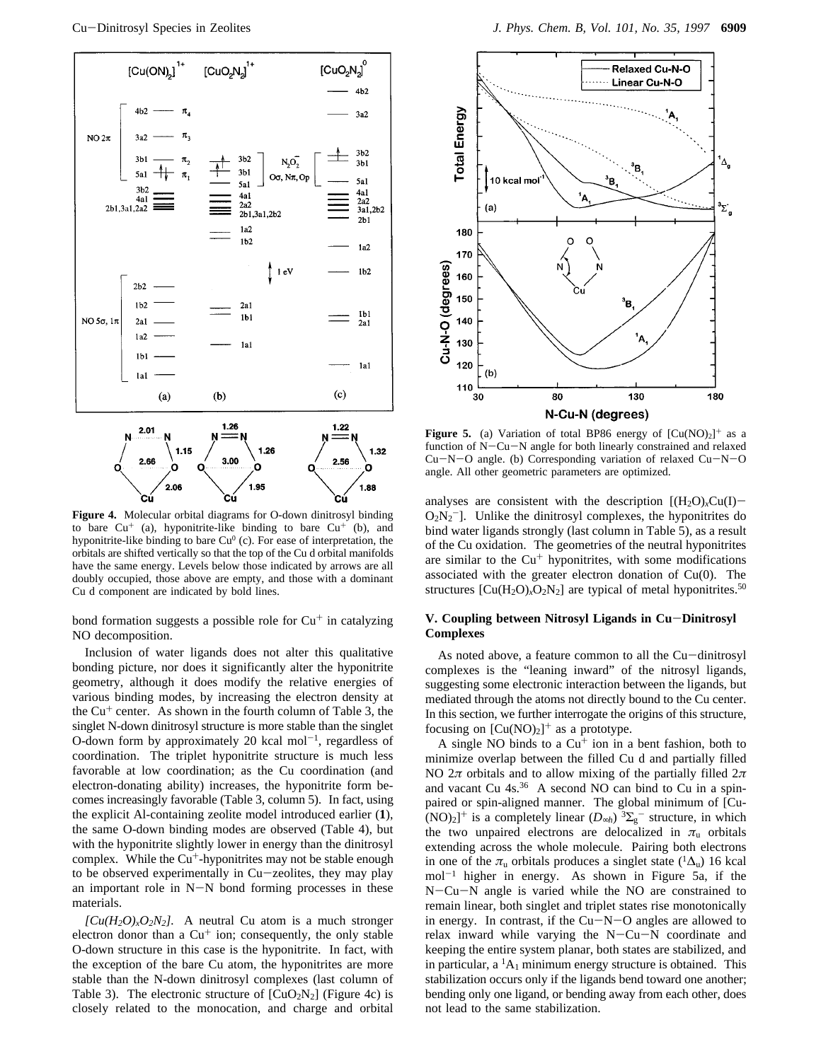**Figure 4.** Molecular orbital diagrams for O-down dinitrosyl binding to bare $Cu^+$ (a), hyponitrite-like binding to bare $Cu^+$ (b), and hyponitrite-like binding to bare $Cu^0$ (c). For ease of interpretation, the orbitals are shifted vertically so that the top of the Cu d orbital manifolds have the same energy. Levels below those indicated by arrows are all doubly occupied, those above are empty, and those with a dominant Cu d component are indicated by bold lines.

bond formation suggests a possible role for $Cu^+$ in catalyzing NO decomposition.

Inclusion of water ligands does not alter this qualitative bonding picture, nor does it significantly alter the hyponitrite geometry, although it does modify the relative energies of various binding modes, by increasing the electron density at the $Cu^+$ center. As shown in the fourth column of Table 3, the singlet N-down dinitrosyl structure is more stable than the singlet O-down form by approximately 20 kcal mol$^{-1}$, regardless of coordination. The triplet hyponitrite structure is much less favorable at low coordination; as the Cu coordination (and electron-donating ability) increases, the hyponitrite form becomes increasingly favorable (Table 3, column 5). In fact, using the explicit Al-containing zeolite model introduced earlier (**1**), the same O-down binding modes are observed (Table 4), but with the hyponitrite slightly lower in energy than the dinitrosyl complex. While the $Cu^+$-hyponitrites may not be stable enough to be observed experimentally in Cu–zeolites, they may play an important role in N–N bond forming processes in these materials.

*$[Cu(H_2O)_xO_2N_2]$.* A neutral Cu atom is a much stronger electron donor than a $Cu^+$ ion; consequently, the only stable O-down structure in this case is the hyponitrite. In fact, with the exception of the bare Cu atom, the hyponitrites are more stable than the N-down dinitrosyl complexes (last column of Table 3). The electronic structure of $[CuO_2N_2]$ (Figure 4c) is closely related to the monocation, and charge and orbital analyses are consistent with the description $[(H_2O)_xCu(I)-O_2N_2^-]$. Unlike the dinitrosyl complexes, the hyponitrites do bind water ligands strongly (last column in Table 5), as a result of the Cu oxidation. The geometries of the neutral hyponitrites are similar to the $Cu^+$ hyponitrites, with some modifications associated with the greater electron donation of Cu(0). The structures $[Cu(H_2O)_xO_2N_2]$ are typical of metal hyponitrites.[50]

**Figure 5.** (a) Variation of total BP86 energy of $[Cu(NO)_2]^+$ as a function of N–Cu–N angle for both linearly constrained and relaxed Cu–N–O angle. (b) Corresponding variation of relaxed Cu–N–O angle. All other geometric parameters are optimized.

## V. Coupling between Nitrosyl Ligands in Cu–Dinitrosyl Complexes

As noted above, a feature common to all the Cu–dinitrosyl complexes is the "leaning inward" of the nitrosyl ligands, suggesting some electronic interaction between the ligands, but mediated through the atoms not directly bound to the Cu center. In this section, we further interrogate the origins of this structure, focusing on $[Cu(NO)_2]^+$ as a prototype.

A single NO binds to a $Cu^+$ ion in a bent fashion, both to minimize overlap between the filled Cu d and partially filled NO $2\pi$ orbitals and to allow mixing of the partially filled $2\pi$ and vacant Cu 4s.[36] A second NO can bind to Cu in a spin-paired or spin-aligned manner. The global minimum of $[Cu(NO)_2]^+$ is a completely linear ($D_{\infty h}$) $^3\Sigma_g^-$ structure, in which the two unpaired electrons are delocalized in $\pi_u$ orbitals extending across the whole molecule. Pairing both electrons in one of the $\pi_u$ orbitals produces a singlet state ($^1\Delta_u$) 16 kcal mol$^{-1}$ higher in energy. As shown in Figure 5a, if the N–Cu–N angle is varied while the NO are constrained to remain linear, both singlet and triplet states rise monotonically in energy. In contrast, if the Cu–N–O angles are allowed to relax inward while varying the N–Cu–N coordinate and keeping the entire system planar, both states are stabilized, and in particular, a $^1A_1$ minimum energy structure is obtained. This stabilization occurs only if the ligands bend toward one another; bending only one ligand, or bending away from each other, does not lead to the same stabilization.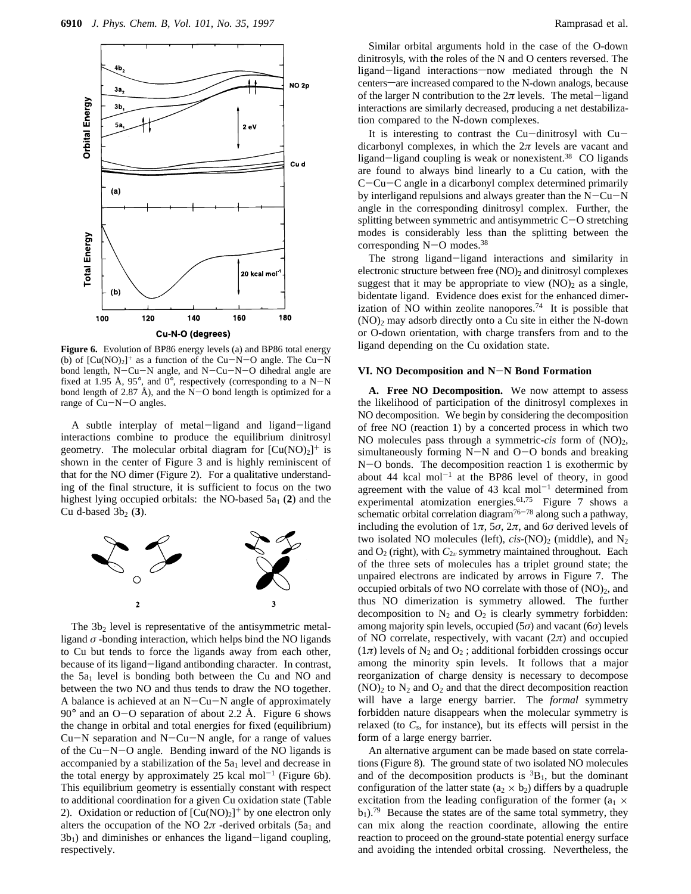**Figure 6.** Evolution of BP86 energy levels (a) and BP86 total energy (b) of $[Cu(NO)_2]^+$ as a function of the Cu−N−O angle. The Cu−N bond length, N−Cu−N angle, and N−Cu−N−O dihedral angle are fixed at 1.95 Å, 95°, and 0°, respectively (corresponding to a N−N bond length of 2.87 Å), and the N−O bond length is optimized for a range of Cu−N−O angles.

A subtle interplay of metal−ligand and ligand−ligand interactions combine to produce the equilibrium dinitrosyl geometry. The molecular orbital diagram for $[Cu(NO)_2]^+$ is shown in the center of Figure 3 and is highly reminiscent of that for the NO dimer (Figure 2). For a qualitative understanding of the final structure, it is sufficient to focus on the two highest lying occupied orbitals: the NO-based $5a_1$ (**2**) and the Cu d-based $3b_2$ (**3**).

The $3b_2$ level is representative of the antisymmetric metal-ligand $\sigma$ -bonding interaction, which helps bind the NO ligands to Cu but tends to force the ligands away from each other, because of its ligand−ligand antibonding character. In contrast, the $5a_1$ level is bonding both between the Cu and NO and between the two NO and thus tends to draw the NO together. A balance is achieved at an N−Cu−N angle of approximately 90° and an O−O separation of about 2.2 Å. Figure 6 shows the change in orbital and total energies for fixed (equilibrium) Cu−N separation and N−Cu−N angle, for a range of values of the Cu−N−O angle. Bending inward of the NO ligands is accompanied by a stabilization of the $5a_1$ level and decrease in the total energy by approximately 25 kcal mol$^{-1}$ (Figure 6b). This equilibrium geometry is essentially constant with respect to additional coordination for a given Cu oxidation state (Table 2). Oxidation or reduction of $[Cu(NO)_2]^+$ by one electron only alters the occupation of the NO $2\pi$ -derived orbitals ($5a_1$ and $3b_1$) and diminishes or enhances the ligand−ligand coupling, respectively.

Similar orbital arguments hold in the case of the O-down dinitrosyls, with the roles of the N and O centers reversed. The ligand−ligand interactions—now mediated through the N centers—are increased compared to the N-down analogs, because of the larger N contribution to the $2\pi$ levels. The metal−ligand interactions are similarly decreased, producing a net destabilization compared to the N-down complexes.

It is interesting to contrast the Cu−dinitrosyl with Cu−dicarbonyl complexes, in which the $2\pi$ levels are vacant and ligand−ligand coupling is weak or nonexistent.[38] CO ligands are found to always bind linearly to a Cu cation, with the C−Cu−C angle in a dicarbonyl complex determined primarily by interligand repulsions and always greater than the N−Cu−N angle in the corresponding dinitrosyl complex. Further, the splitting between symmetric and antisymmetric C−O stretching modes is considerably less than the splitting between the corresponding N−O modes.[38]

The strong ligand−ligand interactions and similarity in electronic structure between free $(NO)_2$ and dinitrosyl complexes suggest that it may be appropriate to view $(NO)_2$ as a single, bidentate ligand. Evidence does exist for the enhanced dimerization of NO within zeolite nanopores.[74] It is possible that $(NO)_2$ may adsorb directly onto a Cu site in either the N-down or O-down orientation, with charge transfers from and to the ligand depending on the Cu oxidation state.

## VI. NO Decomposition and N−N Bond Formation

**A. Free NO Decomposition.** We now attempt to assess the likelihood of participation of the dinitrosyl complexes in NO decomposition. We begin by considering the decomposition of free NO (reaction 1) by a concerted process in which two NO molecules pass through a symmetric-*cis* form of $(NO)_2$, simultaneously forming N−N and O−O bonds and breaking N−O bonds. The decomposition reaction 1 is exothermic by about 44 kcal mol$^{-1}$ at the BP86 level of theory, in good agreement with the value of 43 kcal mol$^{-1}$ determined from experimental atomization energies.[61,75] Figure 7 shows a schematic orbital correlation diagram[76−78] along such a pathway, including the evolution of $1\pi$, $5\sigma$, $2\pi$, and $6\sigma$ derived levels of two isolated NO molecules (left), *cis*-$(NO)_2$ (middle), and $N_2$ and $O_2$ (right), with $C_{2v}$ symmetry maintained throughout. Each of the three sets of molecules has a triplet ground state; the unpaired electrons are indicated by arrows in Figure 7. The occupied orbitals of two NO correlate with those of $(NO)_2$, and thus NO dimerization is symmetry allowed. The further decomposition to $N_2$ and $O_2$ is clearly symmetry forbidden: among majority spin levels, occupied ($5\sigma$) and vacant ($6\sigma$) levels of NO correlate, respectively, with vacant ($2\pi$) and occupied ($1\pi$) levels of $N_2$ and $O_2$ ; additional forbidden crossings occur among the minority spin levels. It follows that a major reorganization of charge density is necessary to decompose $(NO)_2$ to $N_2$ and $O_2$ and that the direct decomposition reaction will have a large energy barrier. The *formal* symmetry forbidden nature disappears when the molecular symmetry is relaxed (to $C_s$, for instance), but its effects will persist in the form of a large energy barrier.

An alternative argument can be made based on state correlations (Figure 8). The ground state of two isolated NO molecules and of the decomposition products is $^3B_1$, but the dominant configuration of the latter state ($a_2 \times b_2$) differs by a quadruple excitation from the leading configuration of the former ($a_1 \times b_1$).[79] Because the states are of the same total symmetry, they can mix along the reaction coordinate, allowing the entire reaction to proceed on the ground-state potential energy surface and avoiding the intended orbital crossing. Nevertheless, the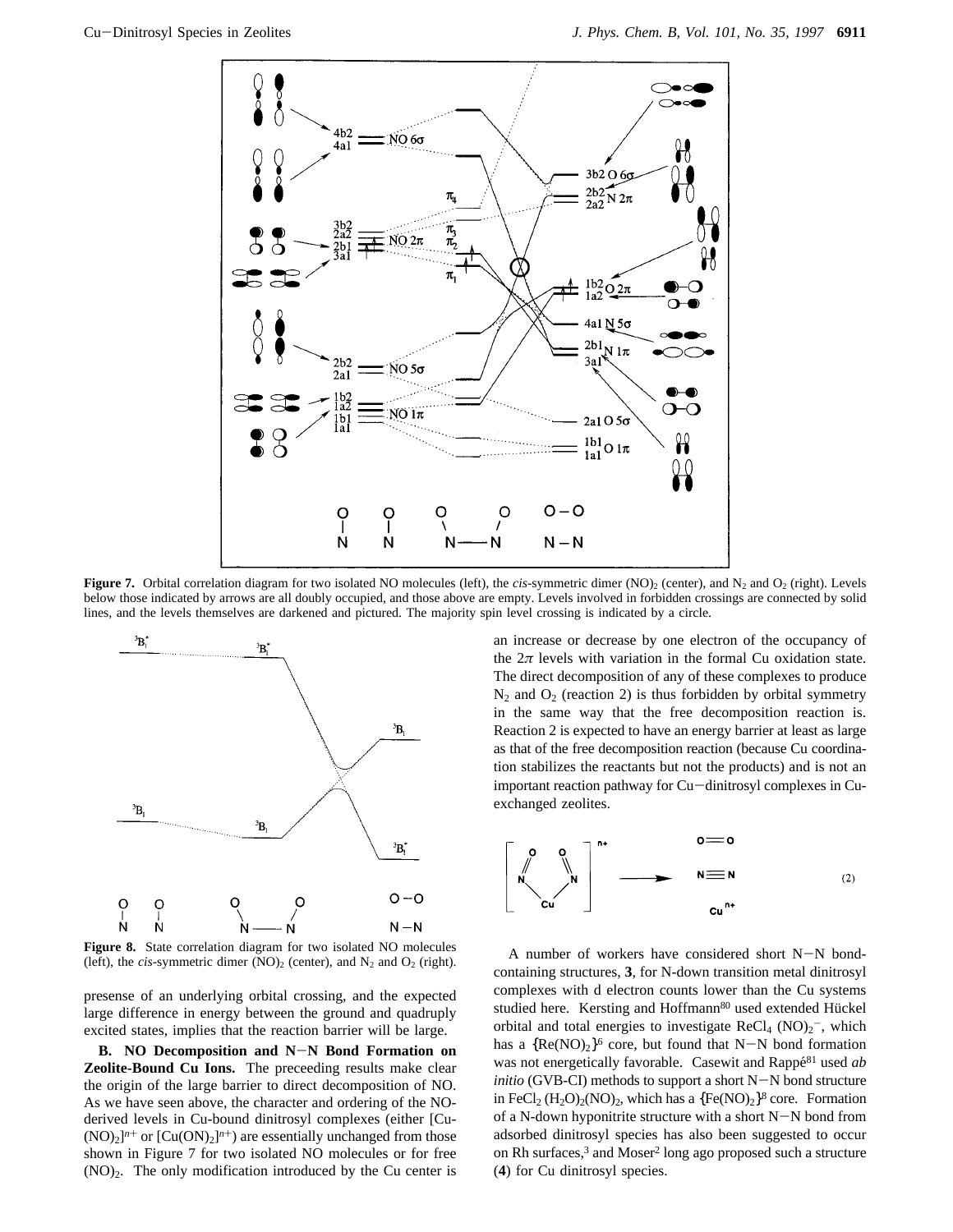**Figure 7.** Orbital correlation diagram for two isolated NO molecules (left), the *cis*-symmetric dimer $(NO)_2$ (center), and $N_2$ and $O_2$ (right). Levels below those indicated by arrows are all doubly occupied, and those above are empty. Levels involved in forbidden crossings are connected by solid lines, and the levels themselves are darkened and pictured. The majority spin level crossing is indicated by a circle.

**Figure 8.** State correlation diagram for two isolated NO molecules (left), the *cis*-symmetric dimer $(NO)_2$ (center), and $N_2$ and $O_2$ (right).

presense of an underlying orbital crossing, and the expected large difference in energy between the ground and quadruply excited states, implies that the reaction barrier will be large.

**B. NO Decomposition and N−N Bond Formation on Zeolite-Bound Cu Ions.** The preceeding results make clear the origin of the large barrier to direct decomposition of NO. As we have seen above, the character and ordering of the NO-derived levels in Cu-bound dinitrosyl complexes (either $[Cu(NO)_2]^{n+}$ or $[Cu(ON)_2]^{n+}$) are essentially unchanged from those shown in Figure 7 for two isolated NO molecules or for free $(NO)_2$. The only modification introduced by the Cu center is an increase or decrease by one electron of the occupancy of the $2\pi$ levels with variation in the formal Cu oxidation state. The direct decomposition of any of these complexes to produce $N_2$ and $O_2$ (reaction 2) is thus forbidden by orbital symmetry in the same way that the free decomposition reaction is. Reaction 2 is expected to have an energy barrier at least as large as that of the free decomposition reaction (because Cu coordination stabilizes the reactants but not the products) and is not an important reaction pathway for Cu−dinitrosyl complexes in Cu-exchanged zeolites.

$$[Cu(NO)_2]^{n+} \longrightarrow O{=}O + N{\equiv}N + Cu^{n+} \qquad (2)$$

A number of workers have considered short N−N bond-containing structures, **3**, for N-down transition metal dinitrosyl complexes with d electron counts lower than the Cu systems studied here. Kersting and Hoffmann[80] used extended Hückel orbital and total energies to investigate $ReCl_4(NO)_2^-$, which has a $\{Re(NO)_2\}^6$ core, but found that N−N bond formation was not energetically favorable. Casewit and Rappé[81] used *ab initio* (GVB-CI) methods to support a short N−N bond structure in $FeCl_2(H_2O)_2(NO)_2$, which has a $\{Fe(NO)_2\}^8$ core. Formation of a N-down hyponitrite structure with a short N−N bond from adsorbed dinitrosyl species has also been suggested to occur on Rh surfaces,[3] and Moser[2] long ago proposed such a structure (**4**) for Cu dinitrosyl species.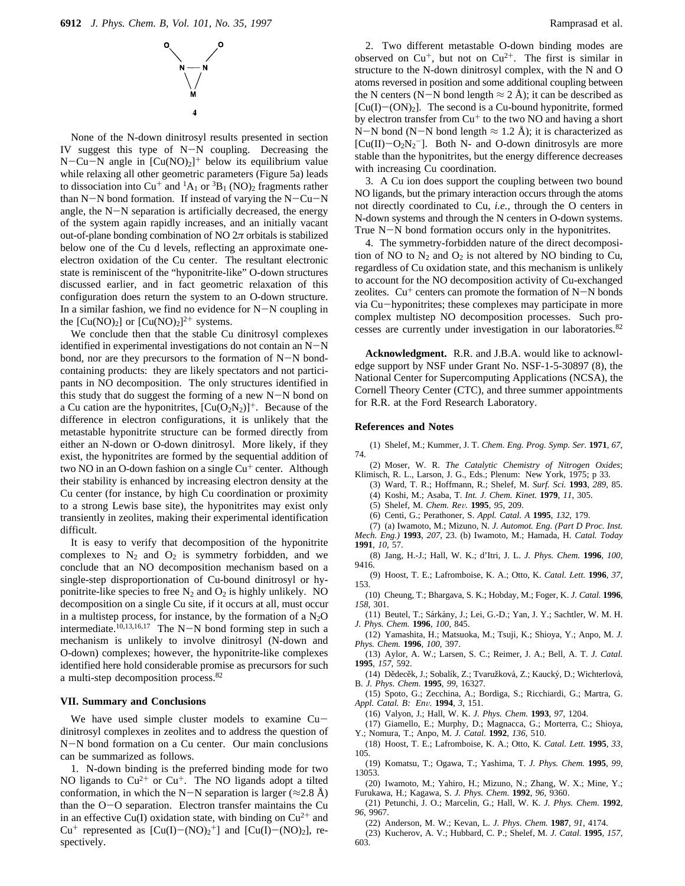O O

N — N

M

4

None of the N-down dinitrosyl results presented in section IV suggest this type of N−N coupling. Decreasing the N−Cu−N angle in $[Cu(NO)_2]^+$ below its equilibrium value while relaxing all other geometric parameters (Figure 5a) leads to dissociation into $Cu^+$ and $^1A_1$ or $^3B_1$ $(NO)_2$ fragments rather than N−N bond formation. If instead of varying the N−Cu−N angle, the N−N separation is artificially decreased, the energy of the system again rapidly increases, and an initially vacant out-of-plane bonding combination of NO $2\pi$ orbitals is stabilized below one of the Cu d levels, reflecting an approximate one-electron oxidation of the Cu center. The resultant electronic state is reminiscent of the "hyponitrite-like" O-down structures discussed earlier, and in fact geometric relaxation of this configuration does return the system to an O-down structure. In a similar fashion, we find no evidence for N−N coupling in the $[Cu(NO)_2]$ or $[Cu(NO)_2]^{2+}$ systems.

We conclude then that the stable Cu dinitrosyl complexes identified in experimental investigations do not contain an N−N bond, nor are they precursors to the formation of N−N bond-containing products: they are likely spectators and not participants in NO decomposition. The only structures identified in this study that do suggest the forming of a new N−N bond on a Cu cation are the hyponitrites, $[Cu(O_2N_2)]^+$. Because of the difference in electron configurations, it is unlikely that the metastable hyponitrite structure can be formed directly from either an N-down or O-down dinitrosyl. More likely, if they exist, the hyponitrites are formed by the sequential addition of two NO in an O-down fashion on a single $Cu^+$ center. Although their stability is enhanced by increasing electron density at the Cu center (for instance, by high Cu coordination or proximity to a strong Lewis base site), the hyponitrites may exist only transiently in zeolites, making their experimental identification difficult.

It is easy to verify that decomposition of the hyponitrite complexes to $N_2$ and $O_2$ is symmetry forbidden, and we conclude that an NO decomposition mechanism based on a single-step disproportionation of Cu-bound dinitrosyl or hyponitrite-like species to free $N_2$ and $O_2$ is highly unlikely. NO decomposition on a single Cu site, if it occurs at all, must occur in a multistep process, for instance, by the formation of a $N_2O$ intermediate.[10,13,16,17] The N−N bond forming step in such a mechanism is unlikely to involve dinitrosyl (N-down and O-down) complexes; however, the hyponitrite-like complexes identified here hold considerable promise as precursors for such a multi-step decomposition process.[82]

## VII. Summary and Conclusions

We have used simple cluster models to examine Cu−dinitrosyl complexes in zeolites and to address the question of N−N bond formation on a Cu center. Our main conclusions can be summarized as follows.

1. N-down binding is the preferred binding mode for two NO ligands to $Cu^{2+}$ or $Cu^+$. The NO ligands adopt a tilted conformation, in which the N−N separation is larger (≈2.8 Å) than the O−O separation. Electron transfer maintains the Cu in an effective Cu(I) oxidation state, with binding on $Cu^{2+}$ and $Cu^+$ represented as $[Cu(I)-(NO)_2{}^+]$ and $[Cu(I)-(NO)_2]$, respectively.

2. Two different metastable O-down binding modes are observed on $Cu^+$, but not on $Cu^{2+}$. The first is similar in structure to the N-down dinitrosyl complex, with the N and O atoms reversed in position and some additional coupling between the N centers (N−N bond length ≈ 2 Å); it can be described as $[Cu(I)-(ON)_2]$. The second is a Cu-bound hyponitrite, formed by electron transfer from $Cu^+$ to the two NO and having a short N−N bond (N−N bond length ≈ 1.2 Å); it is characterized as $[Cu(II)-O_2N_2{}^-]$. Both N- and O-down dinitrosyls are more stable than the hyponitrites, but the energy difference decreases with increasing Cu coordination.

3. A Cu ion does support the coupling between two bound NO ligands, but the primary interaction occurs through the atoms not directly coordinated to Cu, *i.e.,* through the O centers in N-down systems and through the N centers in O-down systems. True N−N bond formation occurs only in the hyponitrites.

4. The symmetry-forbidden nature of the direct decomposition of NO to $N_2$ and $O_2$ is not altered by NO binding to Cu, regardless of Cu oxidation state, and this mechanism is unlikely to account for the NO decomposition activity of Cu-exchanged zeolites. $Cu^+$ centers can promote the formation of N−N bonds via Cu−hyponitrites; these complexes may participate in more complex multistep NO decomposition processes. Such processes are currently under investigation in our laboratories.[82]

**Acknowledgment.** R.R. and J.B.A. would like to acknowledge support by NSF under Grant No. NSF-1-5-30897 (8), the National Center for Supercomputing Applications (NCSA), the Cornell Theory Center (CTC), and three summer appointments for R.R. at the Ford Research Laboratory.

## References and Notes

(1) Shelef, M.; Kummer, J. T. *Chem. Eng. Prog. Symp. Ser.* **1971**, *67*, 74.

(2) Moser, W. R. *The Catalytic Chemistry of Nitrogen Oxides*; Klimisch, R. L., Larson, J. G., Eds.; Plenum: New York, 1975; p 33.

(3) Ward, T. R.; Hoffmann, R.; Shelef, M. *Surf. Sci.* **1993**, *289*, 85.

(4) Koshi, M.; Asaba, T. *Int. J. Chem. Kinet.* **1979**, *11*, 305.

(5) Shelef, M. *Chem. Rev.* **1995**, *95*, 209.

(6) Centi, G.; Perathoner, S. *Appl. Catal. A* **1995**, *132*, 179.

(7) (a) Iwamoto, M.; Mizuno, N. *J. Automot. Eng. (Part D Proc. Inst. Mech. Eng.)* **1993**, *207*, 23. (b) Iwamoto, M.; Hamada, H. *Catal. Today* **1991**, *10*, 57.

(8) Jang, H.-J.; Hall, W. K.; d'Itri, J. L. *J. Phys. Chem.* **1996**, *100*, 9416.

(9) Hoost, T. E.; Laframboise, K. A.; Otto, K. *Catal. Lett.* **1996**, *37*, 153.

(10) Cheung, T.; Bhargava, S. K.; Hobday, M.; Foger, K. *J. Catal.* **1996**, *158*, 301.

(11) Beutel, T.; Sárkány, J.; Lei, G.-D.; Yan, J. Y.; Sachtler, W. M. H. *J. Phys. Chem.* **1996**, *100*, 845.

(12) Yamashita, H.; Matsuoka, M.; Tsuji, K.; Shioya, Y.; Anpo, M. *J. Phys. Chem.* **1996**, *100*, 397.

(13) Aylor, A. W.; Larsen, S. C.; Reimer, J. A.; Bell, A. T. *J. Catal.* **1995**, *157*, 592.

(14) Dědeček, J.; Sobalík, Z.; Tvarůžková, Z.; Kaucký, D.; Wichterlová, B. *J. Phys. Chem.* **1995**, *99*, 16327.

(15) Spoto, G.; Zecchina, A.; Bordiga, S.; Ricchiardi, G.; Martra, G. *Appl. Catal. B: Env.* **1994**, *3*, 151.

(16) Valyon, J.; Hall, W. K. *J. Phys. Chem.* **1993**, *97*, 1204.

(17) Giamello, E.; Murphy, D.; Magnacca, G.; Morterra, C.; Shioya, Y.; Nomura, T.; Anpo, M. *J. Catal.* **1992**, *136*, 510.

(18) Hoost, T. E.; Laframboise, K. A.; Otto, K. *Catal. Lett.* **1995**, *33*, 105.

(19) Komatsu, T.; Ogawa, T.; Yashima, T. *J. Phys. Chem.* **1995**, *99*, 13053.

(20) Iwamoto, M.; Yahiro, H.; Mizuno, N.; Zhang, W. X.; Mine, Y.; Furukawa, H.; Kagawa, S. *J. Phys. Chem.* **1992**, *96*, 9360.

(21) Petunchi, J. O.; Marcelin, G.; Hall, W. K. *J. Phys. Chem.* **1992**, *96*, 9967.

(22) Anderson, M. W.; Kevan, L. *J. Phys. Chem.* **1987**, *91*, 4174.

(23) Kucherov, A. V.; Hubbard, C. P.; Shelef, M. *J. Catal.* **1995**, *157*, 603.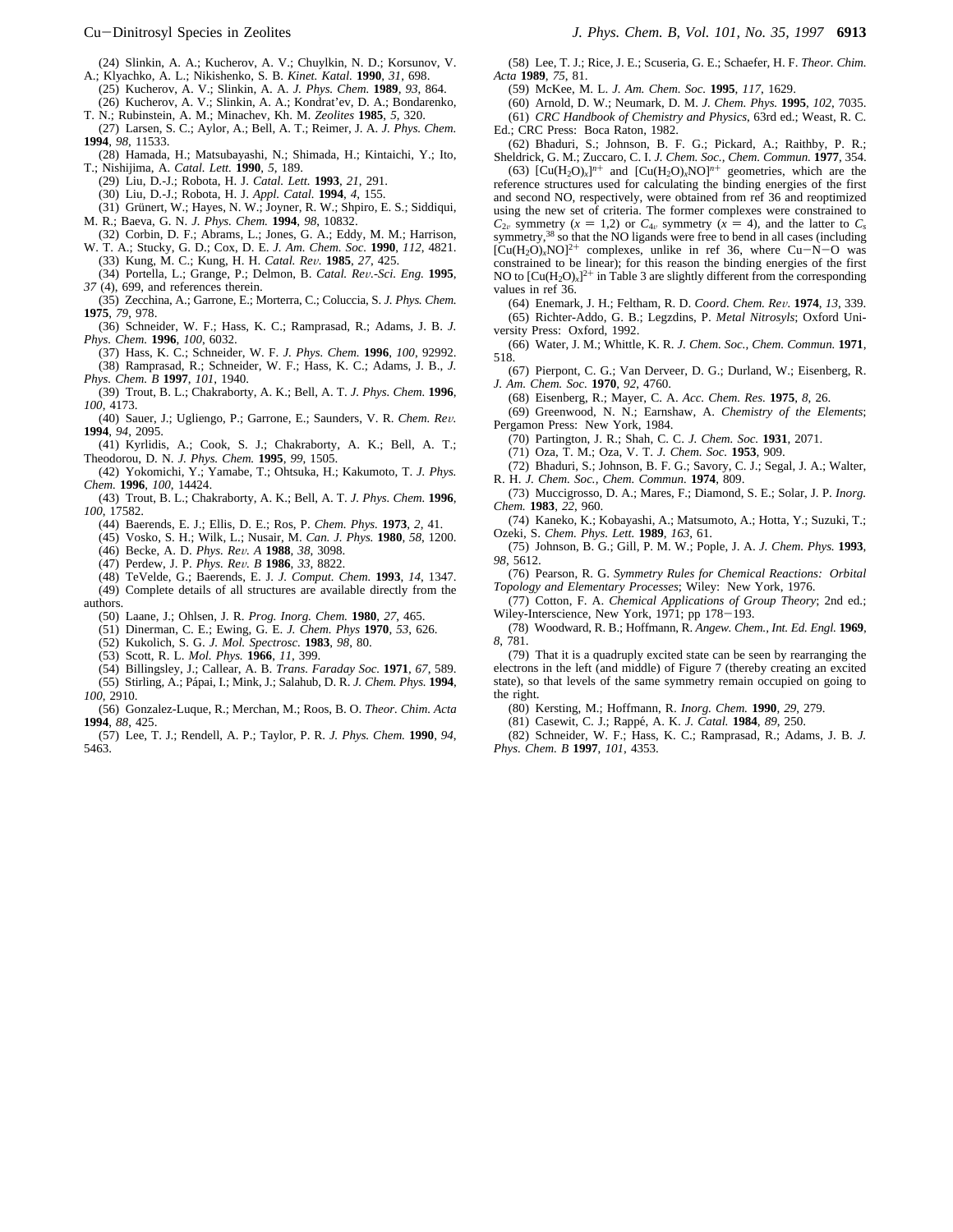(24) Slinkin, A. A.; Kucherov, A. V.; Chuylkin, N. D.; Korsunov, V. A.; Klyachko, A. L.; Nikishenko, S. B. *Kinet. Katal.* **1990**, *31*, 698.

(25) Kucherov, A. V.; Slinkin, A. A. *J. Phys. Chem.* **1989**, *93*, 864.

(26) Kucherov, A. V.; Slinkin, A. A.; Kondrat'ev, D. A.; Bondarenko, T. N.; Rubinstein, A. M.; Minachev, Kh. M. *Zeolites* **1985**, *5*, 320.

(27) Larsen, S. C.; Aylor, A.; Bell, A. T.; Reimer, J. A. *J. Phys. Chem.* **1994**, *98*, 11533.

(28) Hamada, H.; Matsubayashi, N.; Shimada, H.; Kintaichi, Y.; Ito, T.; Nishijima, A. *Catal. Lett.* **1990**, *5*, 189.

(29) Liu, D.-J.; Robota, H. J. *Catal. Lett.* **1993**, *21*, 291.

(30) Liu, D.-J.; Robota, H. J. *Appl. Catal.* **1994**, *4*, 155.

(31) Grünert, W.; Hayes, N. W.; Joyner, R. W.; Shpiro, E. S.; Siddiqui, M. R.; Baeva, G. N. *J. Phys. Chem.* **1994**, *98*, 10832.

(32) Corbin, D. F.; Abrams, L.; Jones, G. A.; Eddy, M. M.; Harrison, W. T. A.; Stucky, G. D.; Cox, D. E. *J. Am. Chem. Soc.* **1990**, *112*, 4821.

(33) Kung, M. C.; Kung, H. H. *Catal. Rev.* **1985**, *27*, 425.

(34) Portella, L.; Grange, P.; Delmon, B. *Catal. Rev.-Sci. Eng.* **1995**, *37* (4), 699, and references therein.

(35) Zecchina, A.; Garrone, E.; Morterra, C.; Coluccia, S. *J. Phys. Chem.* **1975**, *79*, 978.

(36) Schneider, W. F.; Hass, K. C.; Ramprasad, R.; Adams, J. B. *J. Phys. Chem.* **1996**, *100*, 6032.

(37) Hass, K. C.; Schneider, W. F. *J. Phys. Chem.* **1996**, *100*, 92992.

(38) Ramprasad, R.; Schneider, W. F.; Hass, K. C.; Adams, J. B., *J. Phys. Chem. B* **1997**, *101*, 1940.

(39) Trout, B. L.; Chakraborty, A. K.; Bell, A. T. *J. Phys. Chem.* **1996**, *100*, 4173.

(40) Sauer, J.; Ugliengo, P.; Garrone, E.; Saunders, V. R. *Chem. Rev.* **1994**, *94*, 2095.

(41) Kyrlidis, A.; Cook, S. J.; Chakraborty, A. K.; Bell, A. T.; Theodorou, D. N. *J. Phys. Chem.* **1995**, *99*, 1505.

(42) Yokomichi, Y.; Yamabe, T.; Ohtsuka, H.; Kakumoto, T. *J. Phys. Chem.* **1996**, *100*, 14424.

(43) Trout, B. L.; Chakraborty, A. K.; Bell, A. T. *J. Phys. Chem.* **1996**, *100*, 17582.

(44) Baerends, E. J.; Ellis, D. E.; Ros, P. *Chem. Phys.* **1973**, *2*, 41.

(45) Vosko, S. H.; Wilk, L.; Nusair, M. *Can. J. Phys.* **1980**, *58*, 1200.

(46) Becke, A. D. *Phys. Rev. A* **1988**, *38*, 3098.

(47) Perdew, J. P. *Phys. Rev. B* **1986**, *33*, 8822.

(48) TeVelde, G.; Baerends, E. J. *J. Comput. Chem.* **1993**, *14*, 1347.

(49) Complete details of all structures are available directly from the authors.

(50) Laane, J.; Ohlsen, J. R. *Prog. Inorg. Chem.* **1980**, *27*, 465.

(51) Dinerman, C. E.; Ewing, G. E. *J. Chem. Phys* **1970**, *53*, 626.

(52) Kukolich, S. G. *J. Mol. Spectrosc.* **1983**, *98*, 80.

(53) Scott, R. L. *Mol. Phys.* **1966**, *11*, 399.

(54) Billingsley, J.; Callear, A. B. *Trans. Faraday Soc.* **1971**, *67*, 589.

(55) Stirling, A.; Pápai, I.; Mink, J.; Salahub, D. R. *J. Chem. Phys.* **1994**, *100*, 2910.

(56) Gonzalez-Luque, R.; Merchan, M.; Roos, B. O. *Theor. Chim. Acta* **1994**, *88*, 425.

(57) Lee, T. J.; Rendell, A. P.; Taylor, P. R. *J. Phys. Chem.* **1990**, *94*, 5463.

(58) Lee, T. J.; Rice, J. E.; Scuseria, G. E.; Schaefer, H. F. *Theor. Chim. Acta* **1989**, *75*, 81.

(59) McKee, M. L. *J. Am. Chem. Soc.* **1995**, *117*, 1629.

(60) Arnold, D. W.; Neumark, D. M. *J. Chem. Phys.* **1995**, *102*, 7035.

(61) *CRC Handbook of Chemistry and Physics*, 63rd ed.; Weast, R. C. Ed.; CRC Press: Boca Raton, 1982.

(62) Bhaduri, S.; Johnson, B. F. G.; Pickard, A.; Raithby, P. R.; Sheldrick, G. M.; Zuccaro, C. I. *J. Chem. Soc., Chem. Commun.* **1977**, 354.

(63) $[Cu(H_2O)_x]^{n+}$ and $[Cu(H_2O)_xNO]^{n+}$ geometries, which are the reference structures used for calculating the binding energies of the first and second NO, respectively, were obtained from ref 36 and reoptimized using the new set of criteria. The former complexes were constrained to $C_{2v}$ symmetry ($x$ = 1,2) or $C_{4v}$ symmetry ($x$ = 4), and the latter to $C_s$ symmetry,[38] so that the NO ligands were free to bend in all cases (including $[Cu(H_2O)_xNO]^{2+}$ complexes, unlike in ref 36, where Cu−N−O was constrained to be linear); for this reason the binding energies of the first NO to $[Cu(H_2O)_x]^{2+}$ in Table 3 are slightly different from the corresponding values in ref 36.

(64) Enemark, J. H.; Feltham, R. D. *Coord. Chem. Rev.* **1974**, *13*, 339.

(65) Richter-Addo, G. B.; Legzdins, P. *Metal Nitrosyls*; Oxford University Press: Oxford, 1992.

(66) Water, J. M.; Whittle, K. R. *J. Chem. Soc., Chem. Commun.* **1971**, 518.

(67) Pierpont, C. G.; Van Derveer, D. G.; Durland, W.; Eisenberg, R. *J. Am. Chem. Soc.* **1970**, *92*, 4760.

(68) Eisenberg, R.; Mayer, C. A. *Acc. Chem. Res.* **1975**, *8*, 26.

(69) Greenwood, N. N.; Earnshaw, A. *Chemistry of the Elements*; Pergamon Press: New York, 1984.

(70) Partington, J. R.; Shah, C. C. *J. Chem. Soc.* **1931**, 2071.

(71) Oza, T. M.; Oza, V. T. *J. Chem. Soc.* **1953**, 909.

(72) Bhaduri, S.; Johnson, B. F. G.; Savory, C. J.; Segal, J. A.; Walter, R. H. *J. Chem. Soc., Chem. Commun.* **1974**, 809.

(73) Muccigrosso, D. A.; Mares, F.; Diamond, S. E.; Solar, J. P. *Inorg. Chem.* **1983**, *22*, 960.

(74) Kaneko, K.; Kobayashi, A.; Matsumoto, A.; Hotta, Y.; Suzuki, T.; Ozeki, S. *Chem. Phys. Lett.* **1989**, *163*, 61.

(75) Johnson, B. G.; Gill, P. M. W.; Pople, J. A. *J. Chem. Phys.* **1993**, *98*, 5612.

(76) Pearson, R. G. *Symmetry Rules for Chemical Reactions: Orbital Topology and Elementary Processes*; Wiley: New York, 1976.

(77) Cotton, F. A. *Chemical Applications of Group Theory*; 2nd ed.; Wiley-Interscience, New York, 1971; pp 178−193.

(78) Woodward, R. B.; Hoffmann, R. *Angew. Chem., Int. Ed. Engl.* **1969**, *8*, 781.

(79) That it is a quadruply excited state can be seen by rearranging the electrons in the left (and middle) of Figure 7 (thereby creating an excited state), so that levels of the same symmetry remain occupied on going to the right.

(80) Kersting, M.; Hoffmann, R. *Inorg. Chem.* **1990**, *29*, 279.

(81) Casewit, C. J.; Rappé, A. K. *J. Catal.* **1984**, *89*, 250.

(82) Schneider, W. F.; Hass, K. C.; Ramprasad, R.; Adams, J. B. *J. Phys. Chem. B* **1997**, *101*, 4353.